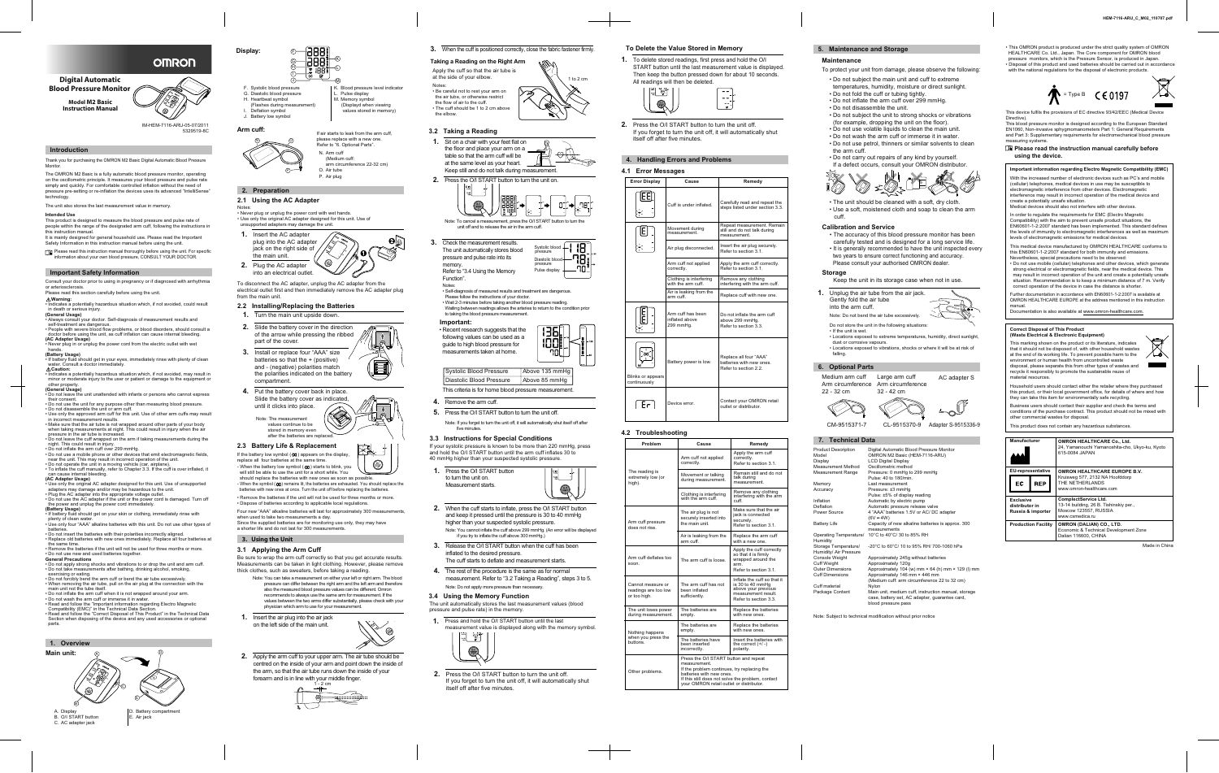# OMRON

## Digital Automatic Blood Pressure Monitor

**Model M2 Basic**
**Instruction Manual**

IM-HEM-7116-ARU-05-07/2011
5329519-8C

## Introduction

Thank you for purchasing the OMRON M2 Basic Digital Automatic Blood Pressure Monitor.

The OMRON M2 Basic is a fully automatic blood pressure monitor, operating on the oscillometric principle. It measures your blood pressure and pulse rate simply and quickly. For comfortable controlled inflation without the need of pressure pre-setting or re-inflation the device uses its advanced "IntelliSense" technology.

The unit also stores the last measurement value in memory.

**Intended Use**
This product is designed to measure the blood pressure and pulse rate of people within the range of the designated arm cuff, following the instructions in this instruction manual.
It is mainly designed for general household use. Please read the Important Safety Information in this instruction manual before using the unit.

Please read this instruction manual thoroughly before using the unit. For specific information about your own blood pressure, CONSULT YOUR DOCTOR.

## Important Safety Information

Consult your doctor prior to using in pregnancy or if diagnosed with arrhythmia or arteriosclerosis.
Please read this section carefully before using the unit.

**⚠Warning:**
• Indicates a potentially hazardous situation which, if not avoided, could result in death or serious injury.
**(General Usage)**
• Always consult your doctor. Self-diagnosis of measurement results and self-treatment are dangerous.
• People with severe blood flow problems, or blood disorders, should consult a doctor before using the unit, as cuff inflation can cause internal bleeding.
**(AC Adapter Usage)**
• Never plug in or unplug the power cord from the electric outlet with wet hands.
**(Battery Usage)**
• If battery fluid should get in your eyes, immediately rinse with plenty of clean water. Consult a doctor immediately.
**⚠Caution:**
• Indicates a potentially hazardous situation which, if not avoided, may result in minor or moderate injury to the user or patient or damage to the equipment or other property.
**(General Usage)**
• Do not leave the unit unattended with infants or persons who cannot express their consent.
• Do not use the unit for any purpose other than measuring blood pressure.
• Do not disassemble the unit or arm cuff.
• Use only the approved arm cuff for this unit. Use of other arm cuffs may result in incorrect measurement results.
• Make sure that the air tube is not wrapped around other parts of your body when taking measurements at night. This could result in injury when the air pressure in the air tube is increased.
• Do not leave the cuff wrapped on the arm if taking measurements during the night. This could result in injury.
• Do not inflate the arm cuff over 299 mmHg.
• Do not use a mobile phone or other devices that emit electromagnetic fields, near the unit. This may result in incorrect operation of the unit.
• Do not operate the unit in a moving vehicle (car, airplane).
• To deflate the cuff manually, refer to Chapter 3.3. If the cuff is over inflated, it can cause internal bleeding.
**(AC Adapter Usage)**
• Use only the original AC adapter designed for this unit. Use of unsupported adapters may damage and/or may be hazardous to the unit.
• Plug the AC adapter into the appropriate voltage outlet.
• Do not use the AC adapter if the unit or the power cord is damaged. Turn off the power and unplug the power cord immediately.
**(Battery Usage)**
• If battery fluid should get on your skin or clothing, immediately rinse with plenty of clean water.
• Use only four "AAA" alkaline batteries with this unit. Do not use other types of batteries.
• Do not insert the batteries with their polarities incorrectly aligned.
• Replace old batteries with new ones immediately. Replace all four batteries at the same time.
• Remove the batteries if the unit will not be used for three months or more.
• Do not use new and used batteries together.
**General Precautions**
• Do not apply strong shocks and vibrations to or drop the unit and arm cuff.
• Do not take measurements after bathing, drinking alcohol, smoking, exercising or eating.
• Do not forcibly bend the arm cuff or bend the air tube excessively.
• When removing the air tube, pull on the air plug at the connection with the main unit not the tube itself.
• Do not inflate the arm cuff when it is not wrapped around your arm.
• Do not wash the arm cuff or immerse it in water.
• Read and follow the "Important information regarding Electro Magnetic Compatibility (EMC)" in the Technical Data Section.
• Read and follow the "Correct Disposal of This Product" in the Technical Data Section when disposing of the device and any used accessories or optional parts.

## 1. Overview

**Main unit:**

A. Display
B. O/I START button
C. AC adapter jack
D. Battery compartment
E. Air jack

**Display:**

F. Systolic blood pressure
G. Diastolic blood pressure
H. Heartbeat symbol (Flashes during measurement)
I. Deflation symbol
J. Battery low symbol
K. Blood pressure level indicator
L. Pulse display
M. Memory symbol (Displayed when viewing values stored in memory)

**Arm cuff:**

If air starts to leak from the arm cuff, please replace with a new one. Refer to "6. Optional Parts".
N. Arm cuff (Medium cuff: arm circumference 22-32 cm)
O. Air tube
P. Air plug

## 2. Preparation

### 2.1 Using the AC Adapter

Notes:
• Never plug or unplug the power cord with wet hands.
• Use only the original AC adapter designed for this unit. Use of unsupported adapters may damage the unit.

1. Insert the AC adapter plug into the AC adapter jack on the right side of the main unit.
2. Plug the AC adapter into an electrical outlet.

To disconnect the AC adapter, unplug the AC adapter from the electrical outlet first and then immediately remove the AC adapter plug from the main unit.

### 2.2 Installing/Replacing the Batteries

1. Turn the main unit upside down.
2. Slide the battery cover in the direction of the arrow while pressing the ribbed part of the cover.
3. Install or replace four "AAA" size batteries so that the + (positive) and - (negative) polarities match the polarities indicated on the battery compartment.
4. Put the battery cover back in place. Slide the battery cover as indicated, until it clicks into place.

Note: The measurement values continue to be stored in memory even after the batteries are replaced.

### 2.3 Battery Life & Replacement

If the battery low symbol ( ) appears on the display, replace all four batteries at the same time.
- When the battery low symbol ( ) starts to blink, you will still be able to use the unit for a short while. You should replace the batteries with new ones as soon as possible.
- When the symbol ( ) remains lit, the batteries are exhausted. You should replace the batteries with new ones at once. Turn the unit off before replacing the batteries.
• Remove the batteries if the unit will not be used for three months or more.
• Dispose of batteries according to applicable local regulations.

Four new "AAA" alkaline batteries will last for approximately 300 measurements, when used to take two measurements a day.
Since the supplied batteries are for monitoring use only, they may have a shorter life and do not last for 300 measurements.

## 3. Using the Unit

### 3.1 Applying the Arm Cuff

Be sure to wrap the arm cuff correctly so that you get accurate results. Measurements can be taken in light clothing. However, please remove thick clothes, such as sweaters, before taking a reading.

Note: You can take a measurement on either your left or right arm. The blood pressure can differ between the right arm and the left arm and therefore also the measured blood pressure values can be different. Omron recommends to always use the same arm for measurement. If the values between the two arms differ substantially, please check with your physician which arm to use for your measurement.

1. Insert the air plug into the air jack on the left side of the main unit.
2. Apply the arm cuff to your upper arm. The air tube should be centred on the inside of your arm and point down the inside of the arm, so that the air tube runs down the inside of your forearm and is in line with your middle finger.

1 - 2 cm

3. When the cuff is positioned correctly, close the fabric fastener firmly.

**Taking a Reading on the Right Arm**
Apply the cuff so that the air tube is at the side of your elbow.
Notes:
• Be careful not to rest your arm on the air tube, or otherwise restrict the flow of air to the cuff.
• The cuff should be 1 to 2 cm above the elbow.

1 to 2 cm

### 3.2 Taking a Reading

1. Sit on a chair with your feet flat on the floor and place your arm on a table so that the arm cuff will be at the same level as your heart. Keep still and do not talk during measurement.
2. Press the O/I START button to turn the unit on.

Note: To cancel a measurement, press the O/I START button to turn the unit off and to release the air in the arm cuff.

3. Check the measurement results. The unit automatically stores blood pressure and pulse rate into its memory. Refer to "3.4 Using the Memory Function".

Systolic blood pressure / Diastolic blood pressure / Pulse display

Notes:
• Self-diagnosis of measured results and treatment are dangerous. Please follow the instructions of your doctor.
• Wait 2-3 minutes before taking another blood pressure reading. Waiting between readings allows the arteries to return to the condition prior to taking the blood pressure measurement.

**Important:**
• Recent research suggests that the following values can be used as a guide to high blood pressure for measurements taken at home.

| Systolic Blood Pressure | Above 135 mmHg |
|---|---|
| Diastolic Blood Pressure | Above 85 mmHg |

This criteria is for home blood pressure measurement.

4. Remove the arm cuff.
5. Press the O/I START button to turn the unit off.

Note: If you forget to turn the unit off, it will automatically shut itself off after five minutes.

### 3.3 Instructions for Special Conditions

If your systolic pressure is known to be more than 220 mmHg, press and hold the O/I START button until the arm cuff inflates 30 to 40 mmHg higher than your suspected systolic pressure.

1. Press the O/I START button to turn the unit on. Measurement starts.
2. When the cuff starts to inflate, press the O/I START button and keep it pressed until the pressure is 30 to 40 mmHg higher than your suspected systolic pressure.

Note: You cannot inflate the cuff above 299 mmHg. (An error will be displayed if you try to inflate the cuff above 300 mmHg.)

3. Release the O/I START button when the cuff has been inflated to the desired pressure. The cuff starts to deflate and measurement starts.
4. The rest of the procedure is the same as for normal measurement. Refer "3.2 Taking a Reading", steps 3 to 5.

Note: Do not apply more pressure than necessary.

### 3.4 Using the Memory Function

The unit automatically stores the last measurement value (blood pressure and pulse rate) in the memory.

1. Press and hold the O/I START button until the last measurement value is displayed along with the memory symbol.
2. Press the O/I START button to turn the unit off. If you forget to turn the unit off, it will automatically shut itself off after five minutes.

**To Delete the Value Stored in Memory**

1. To delete stored readings, first press and hold the O/I START button until the last measurement value is displayed. Then keep the button pressed down for about 10 seconds. All readings will then be deleted.
2. Press the O/I START button to turn the unit off. If you forget to turn the unit off, it will automatically shut itself off after five minutes.

## 4. Handling Errors and Problems

### 4.1 Error Messages

| Error Display | Cause | Remedy |
|---|---|---|
| EE | Cuff is under inflated. | Carefully read and repeat the steps listed under section 3.3. |
| E | Movement during measurement. | Repeat measurement. Remain still and do not talk during measurement. |
| | Air plug disconnected. | Insert the air plug securely. Refer to section 3.1. |
| | Arm cuff not applied correctly. | Apply the arm cuff correctly. Refer to section 3.1. |
| | Clothing is interfering with the arm cuff. | Remove any clothing interfering with the arm cuff. |
| | Air is leaking from the arm cuff. | Replace cuff with new one. |
| E | Arm cuff has been inflated above 299 mmHg. | Do not inflate the arm cuff above 299 mmHg. Refer to section 3.3. |
| Blinks or appears continuously | Battery power is low. | Replace all four "AAA" batteries with new ones. Refer to section 2.2. |
| Er | Device error. | Contact your OMRON retail outlet or distributor. |

### 4.2 Troubleshooting

| Problem | Cause | Remedy |
|---|---|---|
| The reading is extremely low (or high). | Arm cuff not applied correctly. | Apply the arm cuff correctly. Refer to section 3.1. |
| | Movement or talking during measurement. | Remain still and do not talk during measurement. |
| | Clothing is interfering with the arm cuff. | Remove any clothing interfering with the arm cuff. |
| Arm cuff pressure does not rise. | The air plug is not securely inserted into the main unit. | Make sure that the air jack is connected securely. Refer to section 3.1. |
| | Air is leaking from the arm cuff. | Replace the arm cuff with a new one. |
| Arm cuff deflates too soon. | The arm cuff is loose. | Apply the cuff correctly so that it is firmly wrapped around the arm. Refer to section 3.1. |
| Cannot measure or readings are too low or too high. | The arm cuff has not been inflated sufficiently. | Inflate the cuff so that it is 30 to 40 mmHg above your previous measurement result. Refer to section 3.3. |
| The unit loses power during measurement. | The batteries are empty. | Replace the batteries with new ones. |
| Nothing happens when you press the buttons. | The batteries are empty. | Replace the batteries with new ones. |
| | The batteries have been inserted incorrectly | Insert the batteries with the correct (+/-) polarity. |
| Other problems. | Press the O/I START button and repeat measurement. If the problem continues, try replacing the batteries with new ones. If this still does not solve the problem, contact your OMRON retail outlet or distributor. | |

## 5. Maintenance and Storage

### Maintenance

To protect your unit from damage, please observe the following:

• Do not subject the main unit and cuff to extreme temperatures, humidity, moisture or direct sunlight.
• Do not fold the cuff or tubing tightly.
• Do not inflate the arm cuff over 299 mmHg.
• Do not disassemble the unit.
• Do not subject the unit to strong shocks or vibrations (for example, dropping the unit on the floor).
• Do not use volatile liquids to clean the main unit.
• Do not wash the arm cuff or immerse it in water.
• Do not use petrol, thinners or similar solvents to clean the arm cuff.
• Do not carry out any repairs of any kind by yourself. If a defect occurs, consult your OMRON distributor.

• The unit should be cleaned with a soft, dry cloth.
• Use a soft, moistened cloth and soap to clean the arm cuff.

### Calibration and Service

• The accuracy of this blood pressure monitor has been carefully tested and is designed for a long service life.
• It is generally recommended to have the unit inspected every two years to ensure correct functioning and accuracy. Please consult your authorised OMRON dealer.

### Storage

Keep the unit in its storage case when not in use.

1. Unplug the air tube from the air jack. Gently fold the air tube into the arm cuff.

Note: Do not bend the air tube excessively.

Do not store the unit in the following situations:
• If the unit is wet.
• Locations exposed to extreme temperatures, humidity, direct sunlight, dust or corrosive vapours.
• Locations exposed to vibrations, shocks or where it will be at risk of falling.

## 6. Optional Parts

| Medium arm cuff | Large arm cuff | AC adapter S |
|---|---|---|
| Arm circumference 22 - 32 cm | Arm circumference 32 - 42 cm | |
| CM-9515371-7 | CL-9515370-9 | Adapter S-9515336-9 |

## 7. Technical Data

| | |
|---|---|
| Product Description | Digital Automatic Blood Pressure Monitor |
| Model | OMRON M2 Basic (HEM-7116-ARU) |
| Display | LCD Digital Display |
| Measurement Method | Oscillometric method |
| Measurement Range | Pressure: 0 mmHg to 299 mmHg<br>Pulse: 40 to 180/min. |
| Memory | Last measurement |
| Accuracy | Pressure: ±3 mmHg<br>Pulse: ±5% of display reading |
| Inflation | Automatic by electric pump |
| Deflation | Automatic pressure release valve |
| Power Source | 4 "AAA" batteries 1.5V or AC/ DC adapter (6V ═ 4W) |
| Battery Life | Capacity of new alkaline batteries is approx. 300 measurements |
| Operating Temperature/ Humidity | 10°C to 40°C/ 30 to 85% RH |
| Storage Temperature/ Humidity/ Air Pressure | -20°C to 60°C/ 10 to 95% RH/ 700-1060 hPa |
| Console Weight | Approximately 245g without batteries |
| Cuff Weight | Approximately 120g |
| Outer Dimensions | Approximately 104 (w) mm × 64 (h) mm × 129 (l) mm |
| Cuff Dimensions | Approximately 146 mm × 446 mm (Medium cuff: arm circumference 22 to 32 cm) |
| Cuff material | Nylon |
| Package Content | Main unit, medium cuff, instruction manual, storage case, battery set, AC adapter, guarantee card, blood pressure pass |

Note: Subject to technical modification without prior notice

• This OMRON product is produced under the strict quality system of OMRON HEALTHCARE Co. Ltd., Japan. The Core component for OMRON blood pressure monitors, which is the Pressure Sensor, is produced in Japan.
• Disposal of this product and used batteries should be carried out in accordance with the national regulations for the disposal of electronic products.

= Type B  CE 0197

This device fulfils the provisions of EC directive 93/42/EEC (Medical Device Directive).
This blood pressure monitor is designed according to the European Standard EN1060, Non-invasive sphygmomanometers Part 1: General Requirements and Part 3: Supplementary requirements for electromechanical blood pressure measuring systems.

**Please read the instruction manual carefully before using the device.**

**Important information regarding Electro Magnetic Compatibility (EMC)**

With the increased number of electronic devices such as PC's and mobile (cellular) telephones, medical devices in use may be susceptible to electromagnetic interference from other devices. Electromagnetic interference may result in incorrect operation of the medical device and create a potentially unsafe situation.
Medical devices should also not interfere with other devices.

In order to regulate the requirements for EMC (Electro Magnetic Compatibility) with the aim to prevent unsafe product situations, the EN60601-1-2:2007 standard has been implemented. This standard defines the levels of immunity to electromagnetic interferences as well as maximum levels of electromagnetic emissions for medical devices.

This medical device manufactured by OMRON HEALTHCARE conforms to this EN60601-1-2:2007 standard for both immunity and emissions.
Nevertheless, special precautions need to be observed:
• Do not use mobile (cellular) telephones and other devices, which generate strong electrical or electromagnetic fields, near the medical device. This may result in incorrect operation of the unit and create a potentially unsafe situation. Recommendation is to keep a minimum distance of 7 m. Verify correct operation of the device in case the distance is shorter.

Further documentation in accordance with EN60601-1-2:2007 is available at OMRON HEALTHCARE EUROPE at the address mentioned in this instruction manual.
Documentation is also available at www.omron-healthcare.com.

**Correct Disposal of This Product**
**(Waste Electrical & Electronic Equipment)**

This marking shown on the product or its literature, indicates that it should not be disposed of, with other household wastes at the end of its working life. To prevent possible harm to the environment or human health from uncontrolled waste disposal, please separate this from other types of wastes and recycle it responsibly to promote the sustainable reuse of material resources.

Household users should contact either the retailer where they purchased this product, or their local government office, for details of where and how they can take this item for environmentally safe recycling.

Business users should contact their supplier and check the terms and conditions of the purchase contract. This product should not be mixed with other commercial wastes for disposal.

This product does not contain any hazardous substances.

| | |
|---|---|
| Manufacturer | **OMRON HEALTHCARE Co., Ltd.**<br>24, Yamanouchi Yamanoshita-cho, Ukyo-ku, Kyoto 615-0084 JAPAN |
| EU-representative<br>EC REP | **OMRON HEALTHCARE EUROPE B.V.**<br>Kruisweg 577, 2132 NA Hoofddorp<br>THE NETHERLANDS<br>www.omron-healthcare.com |
| Exclusive distributor in Russia & importer | **CompletService Ltd.**<br>13-14 building, 26 B. Tishinsky per., Moscow 123557, RUSSIA<br>www.csmedica.ru |
| Production Facility | **OMRON (DALIAN) CO., LTD.**<br>Economic & Technical Development Zone Dalian 116600, CHINA |

Made in China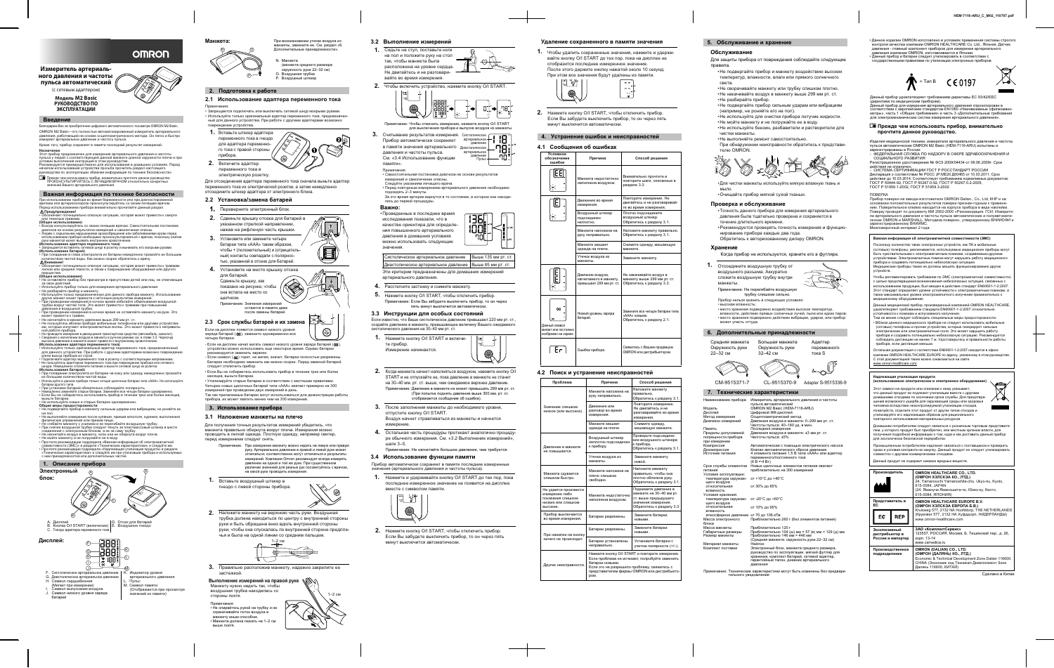# Измеритель артериального давления и частоты пульса автоматический

(с сетевым адаптером)

**Модель M2 Basic**
**РУКОВОДСТВО ПО ЭКСПЛУАТАЦИИ**

## Введение

Благодарим Вас за приобретение цифрового автоматического тонометра OMRON M2 Basic.

OMRON M2 Basic—это полностью автоматический измеритель артериального давления, работающий на основе осциллометрического метода. Он легко и быстро измеряет артериальное давление и частоту пульса.

Кроме того, прибор сохраняет в памяти последний результат.

**Назначение**

Этот прибор предназначен для измерения артериального давления и частоты пульса у людей с соответствующей данной манжете окружностью плеча при условии выполнения инструкций в этом руководстве.

Перед тем как использовать прибор, внимательно прочтите данное руководство.

## Важная информация по технике безопасности

При использовании прибора во время беременности или при диагностированной аритмии или атеросклерозе проконсультируйтесь со своим лечащим врачом.

Перед использованием прибора внимательно прочитайте данный раздел.

**⚠ Предупреждение!**

(Общее использование)
- Всегда консультируйтесь со своим лечащим врачом. Самостоятельная постановка диагноза на основе результатов измерений и самолечение опасны.

(Использование адаптера переменного тока)
- Запрещается вставлять сетевой шнур в розетку и вынимать его мокрыми руками.

(Использование батарей)
- При попадании в глаза электролита из батареи немедленно промойте их большим количеством чистой воды. Как можно скорее обратитесь к врачу.

**⚠ Внимание!**

(Общее использование)
- Не оставляйте прибор без присмотра в присутствии детей или лиц, не отвечающих за свои действия.
- Используйте прибор только для измерения артериального давления.
- Не разбирайте прибор и манжету.
- Не накачивайте манжету выше 299 мм рт. ст.
- Не пользуйтесь мобильным телефоном или другими устройствами, излучающими электромагнитные поля, вблизи прибора.

(Использование адаптера переменного тока)
- Используйте только оригинальный адаптер переменного тока, предназначенный для данного устройства.

(Использование батарей)
- Не вставляйте батареи в неправильной полярности.
- Используйте с данным прибором только четыре щелочные батареи типа «AAA».
- Не используйте новые и старые батареи одновременно.

**Общие меры предосторожности**
- Не подвергайте прибор и манжету сильным ударам или вибрациям, не роняйте их на пол.
- Не выполняйте измерения после купания, приема алкоголя, курения, выполнения физических упражнений или приема пищи.

## 1. Описание прибора

**Электронный блок:**

A. Дисплей
B. Кнопка O/I START (включение)
C. Гнездо адаптера переменного тока
D. Отсек для батарей
E. Воздушное гнездо

**Дисплей:**

F. Систолическое артериальное давление
G. Диастолическое артериальное давление
H. Символ сердцебиения (Мигает при измерении)
I. Символ выпускания воздуха
J. Символ низкого уровня заряда батарей
K. Индикатор уровня артериального давления
L. Пульс
M. Символ памяти (Отображается при просмотре значений из памяти)

**Манжета:**

При возникновении утечки воздуха из манжеты, замените ее. См. раздел «6. Дополнительные принадлежности».

N. Манжета (манжета среднего размера: окружность руки 22–32 см)
O. Воздушная трубка
P. Воздушный штекер

## 2. Подготовка к работе

### 2.1 Использование адаптера переменного тока

Примечание:
- Запрещается подключать или выключать сетевой шнур мокрыми руками.
- Используйте только оригинальный адаптер переменного тока, предназначенный для данного устройства. При работе с другими адаптерами возможно повреждение устройства.

1. Вставьте штекер адаптера переменного тока в гнездо для адаптера переменного тока с правой стороны прибора.
2. Включите адаптер переменного тока в электрическую розетку.

Для отсоединения адаптера переменного тока сначала выньте адаптер переменного тока из электрической розетки, а затем немедленно отсоедините штекер адаптера от электронного блока.

### 2.2 Установка/замена батарей

1. Переверните электронный блок.
2. Сдвиньте крышку отсека для батарей в указанном стрелкой направлении, нажав на рифленую часть крышки.
3. Установите или замените четыре батареи типа «AAA» таким образом, чтобы + (положительный) и - (отрицательный) контакты совпадали с полярностью, указанной в отсеке для батарей.
4. Установите на место крышку отсека для батарей. Сдвиньте крышку, как показано на рисунке, чтобы она встала на место со щелчком.

Примечание: Сохранение измерений остается в памяти даже после замены батарей.

### 2.3 Срок службы батарей и их замена

Если на дисплее появится символ низкого уровня заряда батарей, выключите прибор и замените одновременно все четыре батареи.

- Если батареи разрядились, их необходимо незамедлительно заменить новыми.
- Если Вы не собираетесь использовать прибор в течение трех или более месяцев, выньте батареи.
- Утилизируйте старые батареи в соответствии с местными правилами.

Четырех новых щелочных батарей типа «AAA» хватает примерно на 300 измерений при проведении двух измерений в день.

## 3. Использование прибора

### 3.1 Наложение манжеты на плечо

Для получения точных результатов измерения убедитесь, что манжета правильно обернута вокруг плеча. Измерение можно проводить в легкой одежде. Плотную одежду, например свитер, перед измерением следует снять.

Примечание: При наложении манжеты можно надеть на левую или правую руку.

1. Вставьте воздушный штекер в гнездо с левой стороны прибора.
2. Наложите манжету на верхнюю часть руки. Воздушная трубка должна находиться по центру с внутренней стороны руки и быть обращена вниз вдоль внутренней стороны руки, чтобы она спускалась по внутренней стороне предплечья и была на одной линии со средним пальцем.

1–2 см

3. Правильно расположив манжету, надежно закрепите ее застежкой.

**Выполнение измерений на правой руке**

Манжету нужно надеть так, чтобы воздушная трубка находилась со стороны локтя.

1–2 см

Примечания:
- Не опирайтесь рукой на трубку и не ограничивайте поток воздуха в манжету иным способом.
- Манжета должна лежать на 1–2 см выше локтя.

### 3.2 Выполнение измерений

1. Сядьте на стул, поставьте ноги на пол и положите руку на стол так, чтобы манжета была расположена на уровне сердца. Не двигайтесь и не разговаривайте во время измерения.
2. Чтобы включить устройство, нажмите кнопку O/I START.

Примечание: Чтобы отменить измерение, нажмите кнопку O/I START для выключения прибора и выпуска воздуха из манжеты.

3. Считывание результатов измерения. Прибор автоматически сохранит в памяти значения артериального давления и частоты пульса. См. «3.4 Использование функции памяти».

Систолическое артериальное давление
Диастолическое артериальное давление
Пульс

Примечания:
- Следующее измерение можно проводить не ранее чем через 2–3 минуты. Перед повторным измерением артериального давления необходимо подождать 2–3 минуты.

За это время артерии вернутся в то состояние, в котором они находились до первой процедуры.

**Важно:**
- Проведенные в последнее время исследования показали, что в качестве критериев для определения повышенного артериального давления в домашних условиях можно использовать следующие значения.

| | |
|---|---|
| Систолическое артериальное давление | Выше 135 мм рт. ст. |
| Диастолическое артериальное давление | Выше 85 мм рт. ст. |

Эти критерии предназначены для домашних измерений артериального давления.

4. Расстегните застежку и снимите манжету.
5. Нажмите кнопку O/I START, чтобы отключить прибор.

Примечание: Если Вы забудете выключить прибор, то он через пять минут выключится автоматически.

### 3.3 Инструкции для особых состояний

Если известно, что Ваше систолическое давление превышает 220 мм рт. ст., создайте давление в манжете, превышающее Ваше ожидаемое систолическое давление на 30–40 мм рт. ст.

1. Нажмите кнопку O/I START и включите прибор. Измерение начнется.
2. Когда манжета начнет наполняться воздухом, нажмите кнопку O/I START и не отпускайте ее, пока давление в манжете не станет на 30–40 мм рт. ст. выше, чем ожидаемое верхнее давление.

Примечание: Давление в манжете не может превышать 299 мм рт. ст. (При попытке поднять давление выше 300 мм рт. ст. отображается сообщение об ошибке).

3. После заполнения манжеты до необходимого уровня, отпустите кнопку O/I START. Воздух начнет стравливаться из манжеты и начнется измерение.
4. Остальная часть процедуры протекает аналогично процедуре обычного измерения. См. «3.2 Выполнение измерений», шаги 3–5.

Примечание: Не нагнетайте больше давление, чем требуется.

### 3.4 Использование функции памяти

Прибор автоматически сохраняет в памяти последнее измеренное значение (артериального давления и частоты пульса).

1. Нажмите и удерживайте кнопку O/I START до тех пор, пока последнее измеренное значение не появится на дисплее вместе с символом памяти.
2. Нажмите кнопку O/I START, чтобы отключить прибор. Если Вы забудете выключить прибор, то он через пять минут выключится автоматически.

**Удаление сохраненного в памяти значения**

1. Чтобы удалить сохраненные значения, нажмите и удерживайте кнопку O/I START до тех пор, пока на дисплее не отобразится последнее измеренное значение. После этого держите кнопку нажатой около 10 секунд. При этом все значения будут удалены из памяти.
2. Нажмите кнопку O/I START, чтобы отключить прибор. Если Вы забудете выключить прибор, то он через пять минут выключится автоматически.

## 4. Устранение ошибок и неисправностей

### 4.1 Сообщения об ошибках

| Условное обозначение ошибки | Причина | Способ решения |
|---|---|---|
| EE | Манжета недостаточно наполнена воздухом. | Внимательно прочтите и повторите шаги, описанные в разделе 3.3. |
| E | Движение во время измерения. | Повторите измерение. Не двигайтесь и не разговаривайте во время измерения. |
| E | Воздушный штекер подсоединен неправильно. | Плотно подсоедините воздушный штекер. Обратитесь к разделу 3.1. |
| | Манжета наложена неправильно. | Наложите манжету правильно. Обратитесь к разделу 3.1. |
| | Манжете мешает одежда на плече. | Снимите одежду, мешающую манжете. |
| | Утечка воздуха из манжеты. | Замените манжету. |
| E | Давление воздуха, нагнетаемого в манжету, превышает 299 мм рт. ст. | Не накачивайте воздух в манжету выше 299 мм рт. ст. Обратитесь к разделу 3.3. |
| Данный символ мигает или постоянно отображен на экране | Низкий уровень заряда батарей. | Замените все четыре батареи «AAA» новыми. Обратитесь к разделу 2.1. |
| Er | Ошибка прибора. | Свяжитесь с Вашим продавцом OMRON или дистрибьютором. |

### 4.2 Поиск и устранение неисправностей

| Проблема | Причина | Способ решения |
|---|---|---|
| Значение слишком низкое (или высокое). | Манжета наложена на руку неправильно. | Наложите манжету правильно. Обратитесь к разделу 3.1. |
| | Движение или разговор во время измерения. | Повторите измерение. Не двигайтесь и не разговаривайте во время измерения. |
| | Манжете мешает одежда на плече. | Снимите одежду, мешающую манжете. |
| Давление в манжете не повышается. | Воздушный штекер неплотно подсоединен к прибору. | Проверьте подсоединение воздушного штекера к прибору. Обратитесь к разделу 3.1. |
| | Утечка воздуха из манжеты. | Замените манжету новой. |
| Манжета сдувается слишком быстро. | Манжета наложена на плечо слишком свободно. | Наложите манжету правильно, чтобы она плотно облегала руку. Обратитесь к разделу 3.1. |
| Не удается провести измерение либо показания слишком низкие или слишком высокие. | Манжета недостаточно наполнена воздухом. | Подкачайте давление в манжете на 30–40 мм рт. ст. выше предыдущего значения измерения. Обратитесь к разделу 3.3. |
| Прибор выключается во время измерения. | Батареи разряжены. | Замените батареи новыми. |
| При нажатии на кнопку ничего не происходит. | Батареи разряжены. | Замените батареи новыми. |
| | Батареи установлены неправильно. | Установите батареи с учетом полярности (+/-). |
| Другие неисправности. | Нажмите кнопку O/I START и повторите измерение. Если проблема не исчезнет, попробуйте заменить батареи новыми. Если это не разрешило проблему, свяжитесь с представителем фирмы OMRON или дистрибьютором. | |

## 5. Обслуживание и хранение

**Обслуживание**

Для защиты прибора от повреждения соблюдайте следующие правила.
- Не подвергайте прибор и манжету воздействию высоких температур, влажности, влаги или прямого солнечного света.
- Не сворачивайте манжету или трубку слишком плотно.
- Не нагнетайте воздух в манжету выше 299 мм рт. ст.
- Не разбирайте прибор.
- Не подвергайте прибор сильным ударам или вибрациям (например, не роняйте его на пол).
- Не используйте для очистки прибора летучие жидкости.
- Не мойте манжету и не погружайте ее в воду.
- Не используйте бензин, разбавители и растворители для чистки манжеты.
- Не выполняйте ремонт самостоятельно. При обнаружении неисправности обратитесь к представителю OMRON.
- Для чистки манжеты используйте мягкую влажную ткань и мыло.
- Очищайте прибор мягкой сухой тканью.

**Проверка и обслуживание**
- Точность данного прибора для измерения артериального давления была тщательно проверена и сохраняется в течение длительного времени.
- Рекомендуется проверять точность измерения и функционирования прибора каждые два года. Обратитесь к авторизованному дилеру OMRON.

**Хранение**

Когда прибор не используется, храните его в футляре.

1. Отсоедините воздушную трубку от воздушного разъема. Аккуратно сложите воздушную трубку внутри манжеты.

Примечание: Не перегибайте воздушную трубку слишком сильно.

Прибор нельзя хранить в следующих условиях:
- высокая влажность;
- места хранения подвержены воздействию высоких температур, влажности, действию прямых солнечных лучей, пыли или паров;
- места хранения подвержены действию вибраций, ударов, или прибор может упасть.

## 6. Дополнительные принадлежности

Средняя манжета
Окружность руки 22–32 см
CM-9551371-7

Большая манжета
Окружность руки 32–42 см
CL-9515370-9

Адаптер переменного тока S
Adapter S-9515336-9

## 7. Технические характеристики

| | |
|---|---|
| Наименование прибора | Измеритель артериального давления и частоты пульса автоматический |
| Модель | OMRON M2 Basic (HEM-7116-ARU) |
| Дисплей | Цифровой ЖК-дисплей |
| Метод измерения | Осциллометрический метод |
| Диапазон измерений | Давление в манжете: 0–299 мм рт. ст. Частота пульса: 40–180 уд. в мин. |
| Память | Последнее измерение |
| Пределы допустимой погрешности прибора при измерении | Давление в манжете: ±3 мм рт. ст. Частота пульса: ±5% |
| Компрессия | Автоматическая с помощью электрического насоса |
| Декомпрессия | Клапан автоматического сброса давления |
| Источник питания | 4 элемента питания 1,5 В типа «AAA» или адаптер переменного тока (6 В = 4 Вт) |
| Срок службы элементов питания | Новых щелочных элементов питания хватает приблизительно на 300 измерений |
| Условия эксплуатации: температура окружающего воздуха | от +10 °C до +40 °C |
| относительная влажность | от 30% до 85% |
| Условия хранения: температура окружающего воздуха | от -20 °C до +60 °C |
| относительная влажность | от 10% до 95% |
| атмосферное давление | от 70 до 106 кПа |
| Масса электронного блока | Приблизительно 260 г (без элементов питания) |
| Масса манжеты | Приблизительно 120 г |
| Габаритные размеры | Приблизительно 104 (ш) мм × 57 (в) мм × 129 (д) мм |
| Размер манжеты | Приблизительно 146 мм × 446 мм (Средняя манжета: окружность руки 22–32 см) |
| Материал манжеты | Нейлон |
| Комплект поставки | Электронный блок, манжета среднего размера, руководство по эксплуатации, мягкий футляр для хранения, комплект батарей, сетевой адаптер, гарантийный талон, дневник артериального давления |

Примечание: Технические характеристики могут быть изменены без предварительного уведомления.

- Данное изделие OMRON изготовлено в условиях применения системы строгого контроля качества компании OMRON HEALTHCARE Co., Ltd., Япония. Датчик давления - главный компонент прибора для измерения артериального давления компании OMRON, изготавливается в Японии.
- Данный прибор и батареи следует утилизировать в соответствии с государственными правилами по утилизации электронных приборов.

= Тип B
CE0197

Данный прибор удовлетворяет требованиям директивы ЕС 93/42/EEC (директива по медицинским приборам).
Данный прибор для измерения артериального давления спроектирован в соответствии с европейским стандартом EN1060 «Неинвазивные сфигмоманометры», часть 1 «Общие требования» и часть 3 «Дополнительные требования для электромеханических систем измерения артериального давления».

**Перед использованием прибора, внимательно прочтите данное руководство.**

Изделия медицинской техники, измерители артериального давления и частоты пульса автоматические OMRON M2 Basic (HEM-7116-ARU) испытаны и зарегистрированы в России:
- ФЕДЕРАЛЬНОЙ СЛУЖБОЙ ПО НАДЗОРУ В СФЕРЕ ЗДРАВООХРАНЕНИЯ И СОЦИАЛЬНОГО РАЗВИТИЯ
Регистрационное удостоверение № ФСЗ 2009/04434 от 08.06.2009г.
- СИСТЕМА СЕРТИФИКАЦИИ ГОСТ Р ГОССТАНДАРТ РОССИИ
Декларация о соответствии № РОСС JP.ИМ20.Д00465 от 10.03.2011. Срок действия до 10.03.2014. Соответствует требованиям нормативных документов: ГОСТ Р 50444-92, ГОСТ Р 50267.0-92, ГОСТ Р 50267.0.2-2005, ГОСТ Р 51959.1-2002, ГОСТ Р 51959.3-2002

ПОВЕРКА

Прибор поверен на заводе-изготовителе OMRON Dalian, Co., Ltd. КНР и на основании положительных результатов поверки признан годным к применению. Поверительное клеймо находится на корпусе прибора в виде наклейки. Поверку проводят по документу МИ 2583-2000 «Рекомендация. ГСИ. Измерители артериального давления и частоты пульса автоматические и полуавтоматические OMRON и MARSHALL. Методика поверки», утвержденному ВНИИОФИ и зарегистрированному ВНИИМС. Межповерочный интервал 2 года.

**Важная информация об электромагнитной совместимости (ЭМС)**

Соблюдайте меры предосторожности при использовании медицинских приборов вблизи мобильных (сотовых) телефонов и других устройств, создающих электрические или электромагнитные поля.

Данный медицинский прибор, производимый компанией OMRON HEALTHCARE, удовлетворяет требованиям стандарта EN60601-1-2:2007 относительно устойчивости к помехам и электромагнитного излучения.

Остальная документация в соответствии с EN60601-1-2:2007 находится в офисе компании OMRON HEALTHCARE EUROPE по адресу, указанному в этом руководстве. С этой документацией также можно ознакомиться на сайте www.omron-healthcare.com.

**Надлежащая утилизация продукта (отработанное электрическое и электронное оборудование)**

Этот символ на продукте или описании к нему указывает, что данный продукт не подлежит утилизации вместе с другими домашними отходами по окончании срока службы. Чтобы предотвратить возможный вред окружающей среде или здоровью человека вследствие неконтролируемой утилизации отходов, утилизируйте данный продукт отдельно от других типов отходов.

Данный продукт не содержит никаких вредных веществ.

| | |
|---|---|
| Производитель | OMRON HEALTHCARE CO., LTD. (ОМРОН ХЭЛСКЭА КО., ЛТД.) 24, Yamanouchi Yamanoshita-cho, Ukyo-ku, Kyoto, 615-0084, JAPAN (24, Ямаучи Яманосита-тё, Юкио-ку, Киото, 615-0084, ЯПОНИЯ) |
| Представитель в ЕС | OMRON HEALTHCARE EUROPE B.V. (ОМРОН ХЭЛСКЭА ЕВРОПА Б.В.) Kruisweg 577, 2132 NA Hoofddorp, THE NETHERLANDS (Круисвег 577, 2132 НА Хуфддорп, НИДЕРЛАНДЫ) www.omron-healthcare.com |
| Эксклюзивный дистрибьютор в России и импортер | ЗАО «КомплектСервис» 123557, РОССИЯ, Москва, Б. Тишинский пер., д. 26, корп. 13-14 www.csmedica.ru |
| Производственное подразделение | OMRON (DALIAN) CO., LTD. (ОМРОН (ДАЛИАНЬ) КО., ЛТД.) Economic & Technical Development Zone Dalian 116600, CHINA (Экономическая и Техническая Девелопмент Зона Далянь 116600, КИТАЙ) |

Сделано в Китае